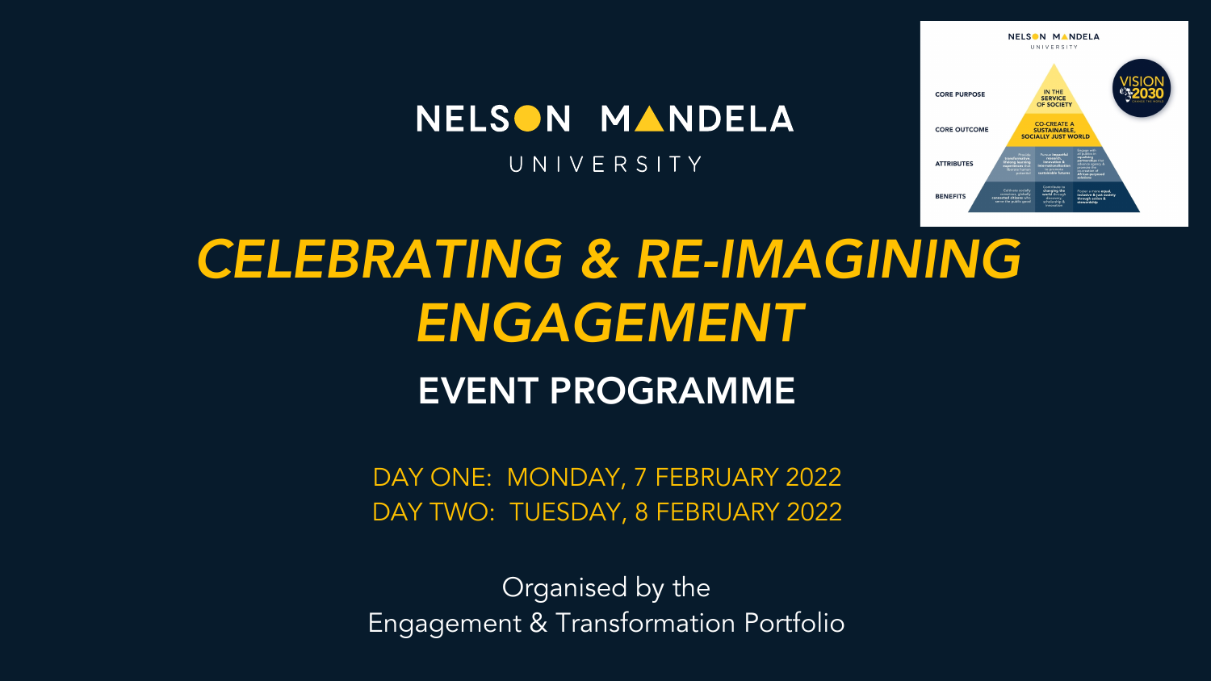NELSON MANDELA

UNIVERSITY

# CELEBRATING & RE-IMAGINING ENGAGEMENT

## EVENT PROGRAMME

DAY ONE: MONDAY, 7 FEBRUARY 2022

DAY TWO: TUESDAY, 8 FEBRUARY 2022

Organised by the

Engagement & Transformation Portfolio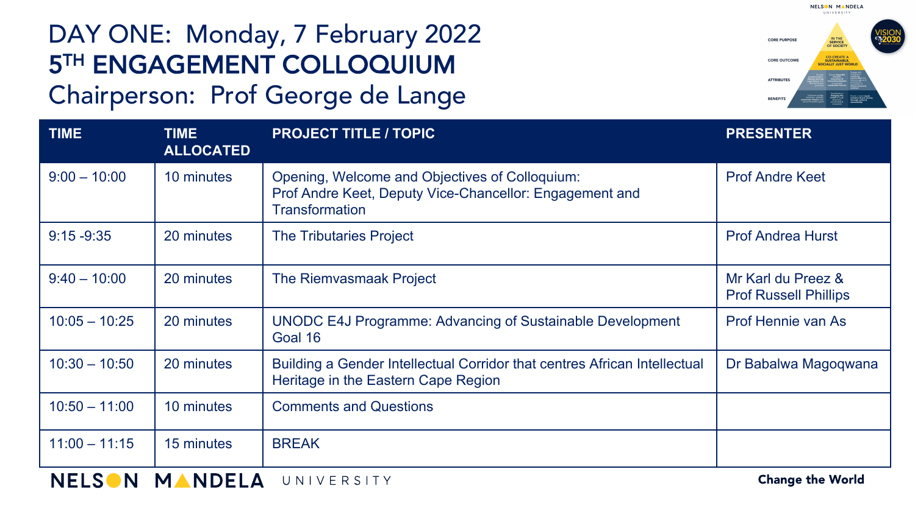# DAY ONE: Monday, 7 February 2022
# 5TH ENGAGEMENT COLLOQUIUM
## Chairperson: Prof George de Lange

| TIME | TIME ALLOCATED | PROJECT TITLE / TOPIC | PRESENTER |
|---|---|---|---|
| 9:00 – 10:00 | 10 minutes | Opening, Welcome and Objectives of Colloquium: Prof Andre Keet, Deputy Vice-Chancellor: Engagement and Transformation | Prof Andre Keet |
| 9:15 -9:35 | 20 minutes | The Tributaries Project | Prof Andrea Hurst |
| 9:40 – 10:00 | 20 minutes | The Riemvasmaak Project | Mr Karl du Preez & Prof Russell Phillips |
| 10:05 – 10:25 | 20 minutes | UNODC E4J Programme: Advancing of Sustainable Development Goal 16 | Prof Hennie van As |
| 10:30 – 10:50 | 20 minutes | Building a Gender Intellectual Corridor that centres African Intellectual Heritage in the Eastern Cape Region | Dr Babalwa Magoqwana |
| 10:50 – 11:00 | 10 minutes | Comments and Questions | |
| 11:00 – 11:15 | 15 minutes | BREAK | |

NELSON MANDELA UNIVERSITY

Change the World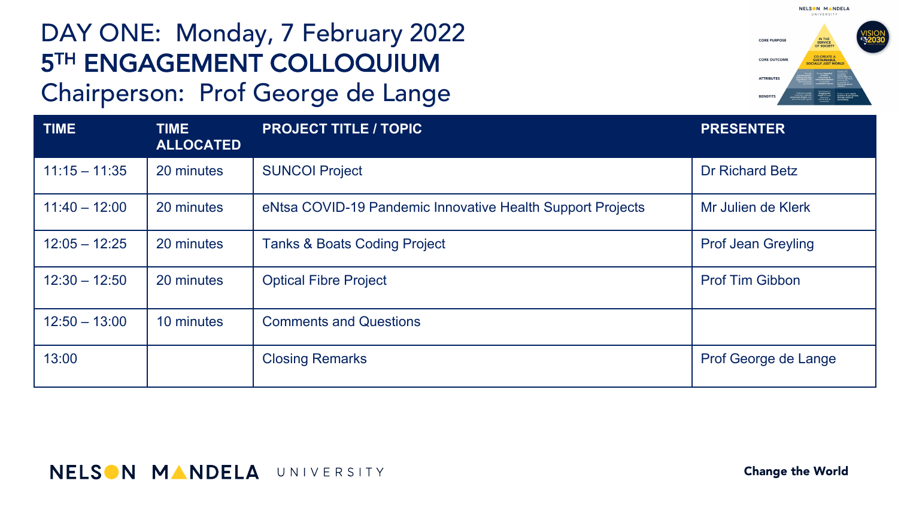# DAY ONE: Monday, 7 February 2022
# 5TH ENGAGEMENT COLLOQUIUM
## Chairperson: Prof George de Lange

| TIME | TIME ALLOCATED | PROJECT TITLE / TOPIC | PRESENTER |
|---|---|---|---|
| 11:15 – 11:35 | 20 minutes | SUNCOI Project | Dr Richard Betz |
| 11:40 – 12:00 | 20 minutes | eNtsa COVID-19 Pandemic Innovative Health Support Projects | Mr Julien de Klerk |
| 12:05 – 12:25 | 20 minutes | Tanks & Boats Coding Project | Prof Jean Greyling |
| 12:30 – 12:50 | 20 minutes | Optical Fibre Project | Prof Tim Gibbon |
| 12:50 – 13:00 | 10 minutes | Comments and Questions | |
| 13:00 | | Closing Remarks | Prof George de Lange |

NELSON MANDELA UNIVERSITY

Change the World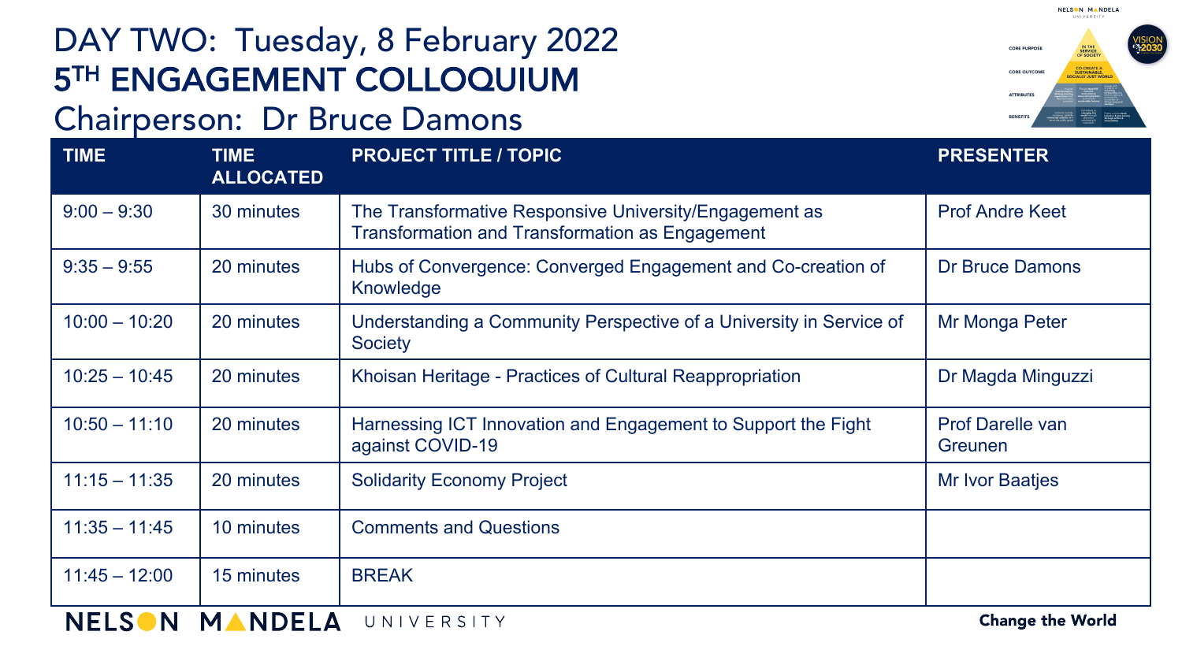# DAY TWO: Tuesday, 8 February 2022

# 5TH ENGAGEMENT COLLOQUIUM

## Chairperson: Dr Bruce Damons

| TIME | TIME ALLOCATED | PROJECT TITLE / TOPIC | PRESENTER |
|---|---|---|---|
| 9:00 – 9:30 | 30 minutes | The Transformative Responsive University/Engagement as Transformation and Transformation as Engagement | Prof Andre Keet |
| 9:35 – 9:55 | 20 minutes | Hubs of Convergence: Converged Engagement and Co-creation of Knowledge | Dr Bruce Damons |
| 10:00 – 10:20 | 20 minutes | Understanding a Community Perspective of a University in Service of Society | Mr Monga Peter |
| 10:25 – 10:45 | 20 minutes | Khoisan Heritage - Practices of Cultural Reappropriation | Dr Magda Minguzzi |
| 10:50 – 11:10 | 20 minutes | Harnessing ICT Innovation and Engagement to Support the Fight against COVID-19 | Prof Darelle van Greunen |
| 11:15 – 11:35 | 20 minutes | Solidarity Economy Project | Mr Ivor Baatjes |
| 11:35 – 11:45 | 10 minutes | Comments and Questions | |
| 11:45 – 12:00 | 15 minutes | BREAK | |

NELSON MANDELA UNIVERSITY

Change the World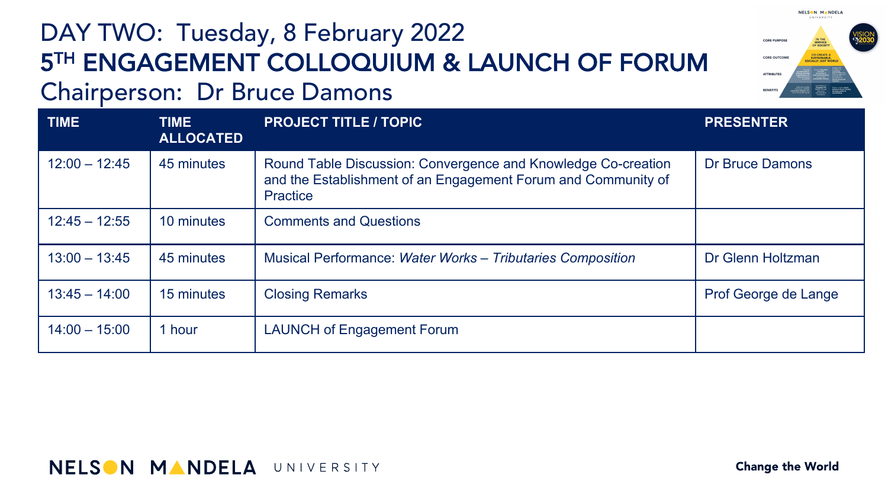# DAY TWO: Tuesday, 8 February 2022

# 5TH ENGAGEMENT COLLOQUIUM & LAUNCH OF FORUM

## Chairperson: Dr Bruce Damons

| TIME | TIME ALLOCATED | PROJECT TITLE / TOPIC | PRESENTER |
| --- | --- | --- | --- |
| 12:00 – 12:45 | 45 minutes | Round Table Discussion: Convergence and Knowledge Co-creation and the Establishment of an Engagement Forum and Community of Practice | Dr Bruce Damons |
| 12:45 – 12:55 | 10 minutes | Comments and Questions | |
| 13:00 – 13:45 | 45 minutes | Musical Performance: *Water Works – Tributaries Composition* | Dr Glenn Holtzman |
| 13:45 – 14:00 | 15 minutes | Closing Remarks | Prof George de Lange |
| 14:00 – 15:00 | 1 hour | LAUNCH of Engagement Forum | |

NELSON MANDELA UNIVERSITY

Change the World